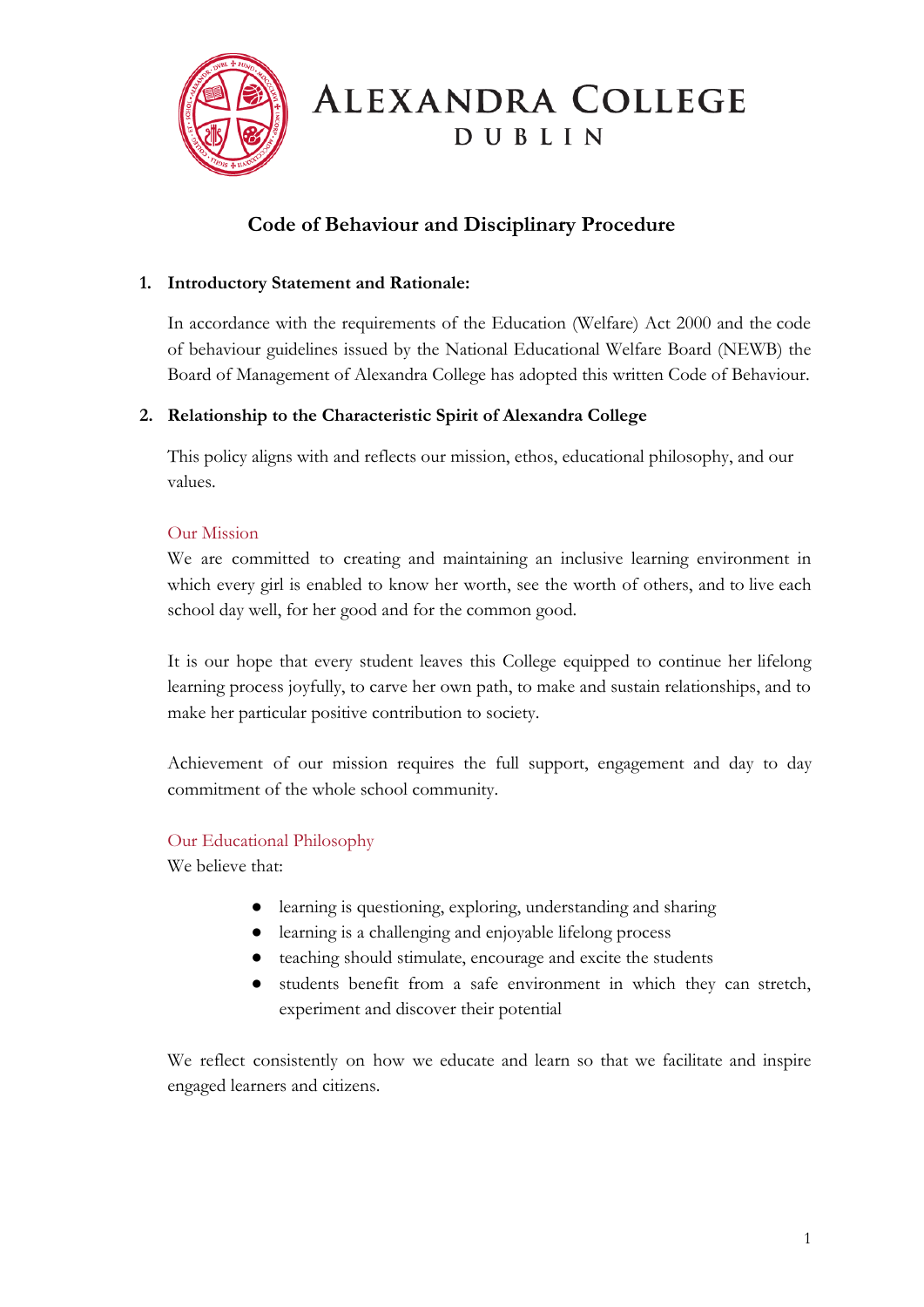# ALEXANDRA COLLEGE
## DUBLIN

## Code of Behaviour and Disciplinary Procedure

1. **Introductory Statement and Rationale:**

   In accordance with the requirements of the Education (Welfare) Act 2000 and the code of behaviour guidelines issued by the National Educational Welfare Board (NEWB) the Board of Management of Alexandra College has adopted this written Code of Behaviour.

2. **Relationship to the Characteristic Spirit of Alexandra College**

   This policy aligns with and reflects our mission, ethos, educational philosophy, and our values.

### Our Mission

We are committed to creating and maintaining an inclusive learning environment in which every girl is enabled to know her worth, see the worth of others, and to live each school day well, for her good and for the common good.

It is our hope that every student leaves this College equipped to continue her lifelong learning process joyfully, to carve her own path, to make and sustain relationships, and to make her particular positive contribution to society.

Achievement of our mission requires the full support, engagement and day to day commitment of the whole school community.

### Our Educational Philosophy

We believe that:

- learning is questioning, exploring, understanding and sharing
- learning is a challenging and enjoyable lifelong process
- teaching should stimulate, encourage and excite the students
- students benefit from a safe environment in which they can stretch, experiment and discover their potential

We reflect consistently on how we educate and learn so that we facilitate and inspire engaged learners and citizens.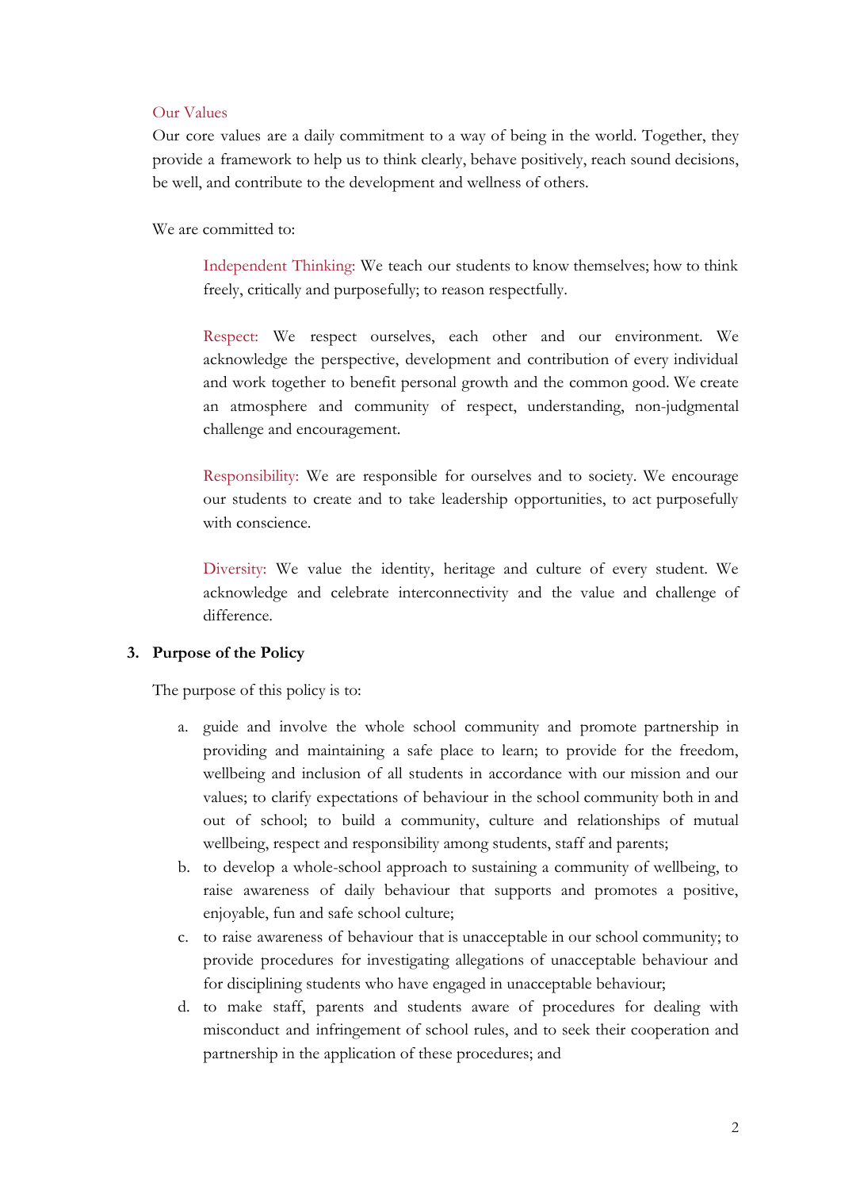### Our Values

Our core values are a daily commitment to a way of being in the world. Together, they provide a framework to help us to think clearly, behave positively, reach sound decisions, be well, and contribute to the development and wellness of others.

We are committed to:

> Independent Thinking: We teach our students to know themselves; how to think freely, critically and purposefully; to reason respectfully.
>
> Respect: We respect ourselves, each other and our environment. We acknowledge the perspective, development and contribution of every individual and work together to benefit personal growth and the common good. We create an atmosphere and community of respect, understanding, non-judgmental challenge and encouragement.
>
> Responsibility: We are responsible for ourselves and to society. We encourage our students to create and to take leadership opportunities, to act purposefully with conscience.
>
> Diversity: We value the identity, heritage and culture of every student. We acknowledge and celebrate interconnectivity and the value and challenge of difference.

## 3. Purpose of the Policy

The purpose of this policy is to:

a. guide and involve the whole school community and promote partnership in providing and maintaining a safe place to learn; to provide for the freedom, wellbeing and inclusion of all students in accordance with our mission and our values; to clarify expectations of behaviour in the school community both in and out of school; to build a community, culture and relationships of mutual wellbeing, respect and responsibility among students, staff and parents;

b. to develop a whole-school approach to sustaining a community of wellbeing, to raise awareness of daily behaviour that supports and promotes a positive, enjoyable, fun and safe school culture;

c. to raise awareness of behaviour that is unacceptable in our school community; to provide procedures for investigating allegations of unacceptable behaviour and for disciplining students who have engaged in unacceptable behaviour;

d. to make staff, parents and students aware of procedures for dealing with misconduct and infringement of school rules, and to seek their cooperation and partnership in the application of these procedures; and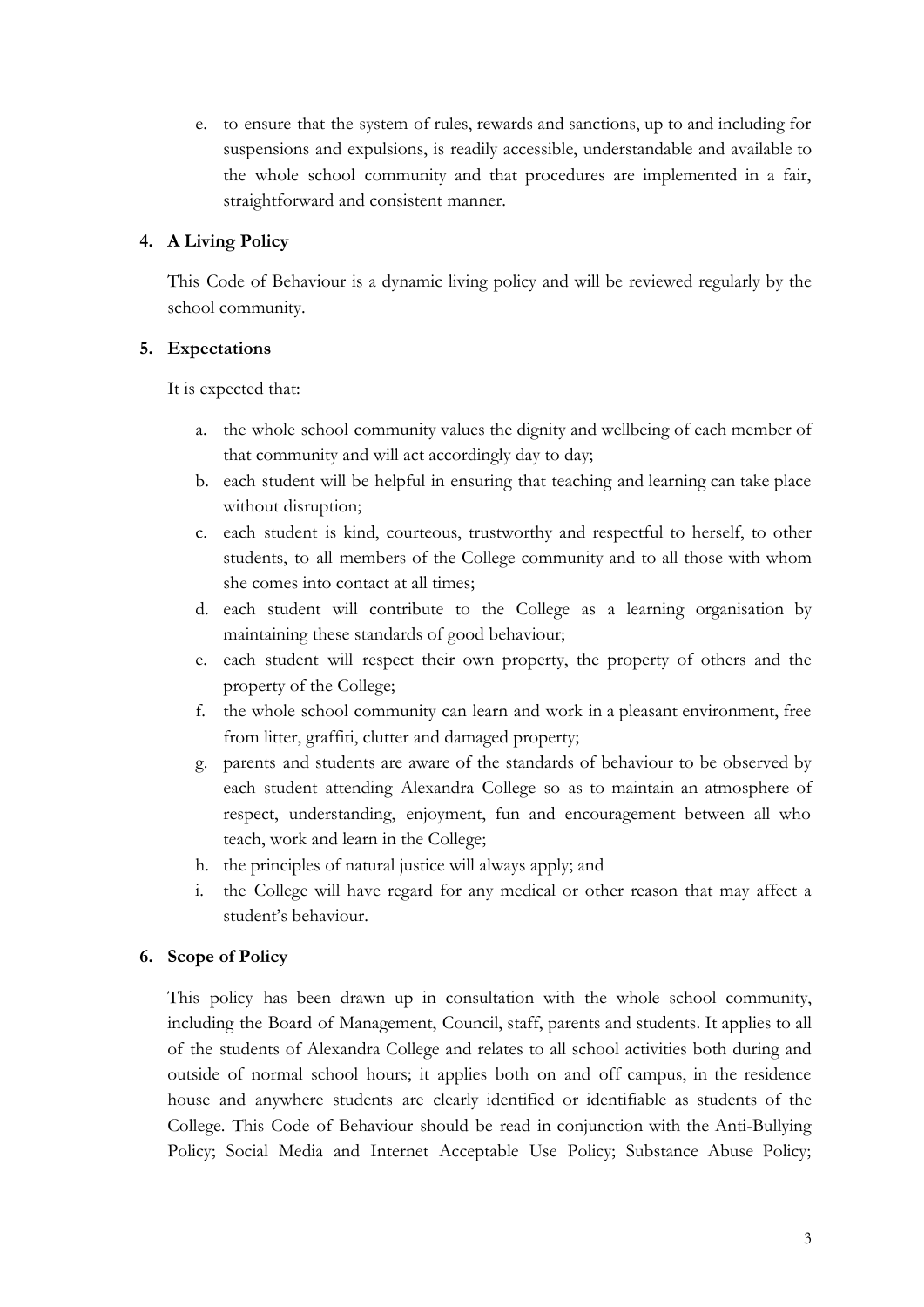e. to ensure that the system of rules, rewards and sanctions, up to and including for suspensions and expulsions, is readily accessible, understandable and available to the whole school community and that procedures are implemented in a fair, straightforward and consistent manner.

## 4. A Living Policy

This Code of Behaviour is a dynamic living policy and will be reviewed regularly by the school community.

## 5. Expectations

It is expected that:

a. the whole school community values the dignity and wellbeing of each member of that community and will act accordingly day to day;
b. each student will be helpful in ensuring that teaching and learning can take place without disruption;
c. each student is kind, courteous, trustworthy and respectful to herself, to other students, to all members of the College community and to all those with whom she comes into contact at all times;
d. each student will contribute to the College as a learning organisation by maintaining these standards of good behaviour;
e. each student will respect their own property, the property of others and the property of the College;
f. the whole school community can learn and work in a pleasant environment, free from litter, graffiti, clutter and damaged property;
g. parents and students are aware of the standards of behaviour to be observed by each student attending Alexandra College so as to maintain an atmosphere of respect, understanding, enjoyment, fun and encouragement between all who teach, work and learn in the College;
h. the principles of natural justice will always apply; and
i. the College will have regard for any medical or other reason that may affect a student's behaviour.

## 6. Scope of Policy

This policy has been drawn up in consultation with the whole school community, including the Board of Management, Council, staff, parents and students. It applies to all of the students of Alexandra College and relates to all school activities both during and outside of normal school hours; it applies both on and off campus, in the residence house and anywhere students are clearly identified or identifiable as students of the College. This Code of Behaviour should be read in conjunction with the Anti-Bullying Policy; Social Media and Internet Acceptable Use Policy; Substance Abuse Policy;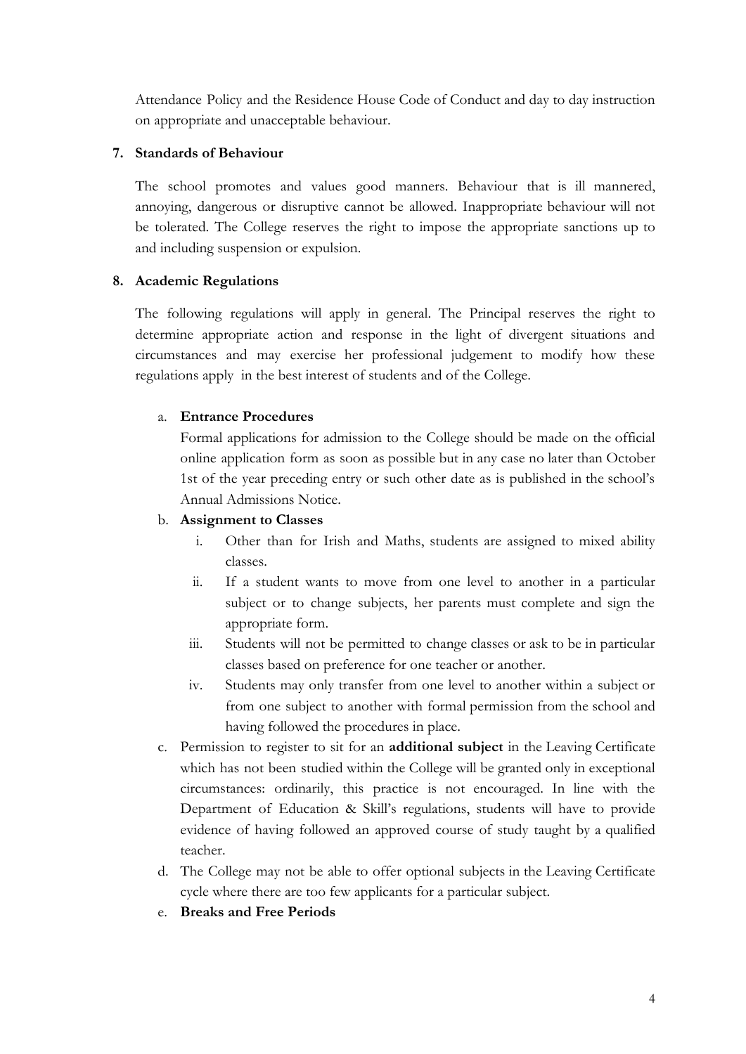Attendance Policy and the Residence House Code of Conduct and day to day instruction on appropriate and unacceptable behaviour.

7. **Standards of Behaviour**

   The school promotes and values good manners. Behaviour that is ill mannered, annoying, dangerous or disruptive cannot be allowed. Inappropriate behaviour will not be tolerated. The College reserves the right to impose the appropriate sanctions up to and including suspension or expulsion.

8. **Academic Regulations**

   The following regulations will apply in general. The Principal reserves the right to determine appropriate action and response in the light of divergent situations and circumstances and may exercise her professional judgement to modify how these regulations apply in the best interest of students and of the College.

   a. **Entrance Procedures**
      Formal applications for admission to the College should be made on the official online application form as soon as possible but in any case no later than October 1st of the year preceding entry or such other date as is published in the school's Annual Admissions Notice.

   b. **Assignment to Classes**
      i. Other than for Irish and Maths, students are assigned to mixed ability classes.
      ii. If a student wants to move from one level to another in a particular subject or to change subjects, her parents must complete and sign the appropriate form.
      iii. Students will not be permitted to change classes or ask to be in particular classes based on preference for one teacher or another.
      iv. Students may only transfer from one level to another within a subject or from one subject to another with formal permission from the school and having followed the procedures in place.

   c. Permission to register to sit for an **additional subject** in the Leaving Certificate which has not been studied within the College will be granted only in exceptional circumstances: ordinarily, this practice is not encouraged. In line with the Department of Education & Skill's regulations, students will have to provide evidence of having followed an approved course of study taught by a qualified teacher.

   d. The College may not be able to offer optional subjects in the Leaving Certificate cycle where there are too few applicants for a particular subject.

   e. **Breaks and Free Periods**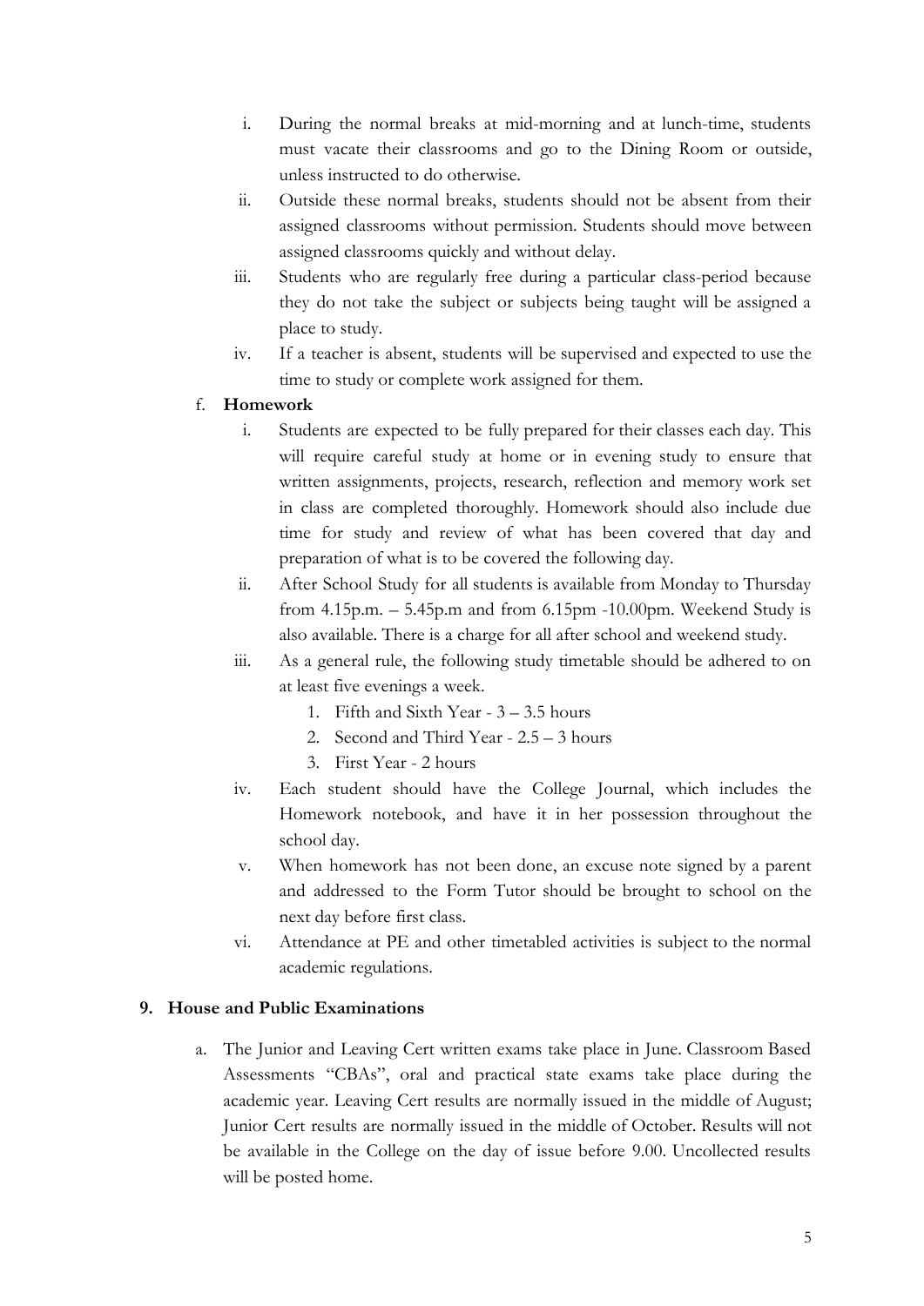i. During the normal breaks at mid-morning and at lunch-time, students must vacate their classrooms and go to the Dining Room or outside, unless instructed to do otherwise.
ii. Outside these normal breaks, students should not be absent from their assigned classrooms without permission. Students should move between assigned classrooms quickly and without delay.
iii. Students who are regularly free during a particular class-period because they do not take the subject or subjects being taught will be assigned a place to study.
iv. If a teacher is absent, students will be supervised and expected to use the time to study or complete work assigned for them.

f. **Homework**

i. Students are expected to be fully prepared for their classes each day. This will require careful study at home or in evening study to ensure that written assignments, projects, research, reflection and memory work set in class are completed thoroughly. Homework should also include due time for study and review of what has been covered that day and preparation of what is to be covered the following day.
ii. After School Study for all students is available from Monday to Thursday from 4.15p.m. – 5.45p.m and from 6.15pm -10.00pm. Weekend Study is also available. There is a charge for all after school and weekend study.
iii. As a general rule, the following study timetable should be adhered to on at least five evenings a week.
    1. Fifth and Sixth Year - 3 – 3.5 hours
    2. Second and Third Year - 2.5 – 3 hours
    3. First Year - 2 hours
iv. Each student should have the College Journal, which includes the Homework notebook, and have it in her possession throughout the school day.
v. When homework has not been done, an excuse note signed by a parent and addressed to the Form Tutor should be brought to school on the next day before first class.
vi. Attendance at PE and other timetabled activities is subject to the normal academic regulations.

## 9. House and Public Examinations

a. The Junior and Leaving Cert written exams take place in June. Classroom Based Assessments "CBAs", oral and practical state exams take place during the academic year. Leaving Cert results are normally issued in the middle of August; Junior Cert results are normally issued in the middle of October. Results will not be available in the College on the day of issue before 9.00. Uncollected results will be posted home.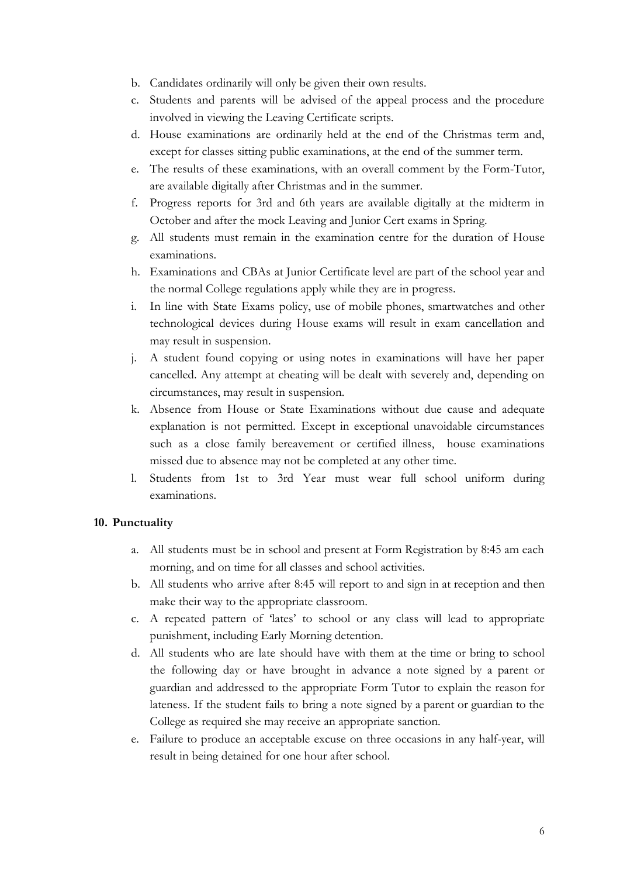b. Candidates ordinarily will only be given their own results.
c. Students and parents will be advised of the appeal process and the procedure involved in viewing the Leaving Certificate scripts.
d. House examinations are ordinarily held at the end of the Christmas term and, except for classes sitting public examinations, at the end of the summer term.
e. The results of these examinations, with an overall comment by the Form-Tutor, are available digitally after Christmas and in the summer.
f. Progress reports for 3rd and 6th years are available digitally at the midterm in October and after the mock Leaving and Junior Cert exams in Spring.
g. All students must remain in the examination centre for the duration of House examinations.
h. Examinations and CBAs at Junior Certificate level are part of the school year and the normal College regulations apply while they are in progress.
i. In line with State Exams policy, use of mobile phones, smartwatches and other technological devices during House exams will result in exam cancellation and may result in suspension.
j. A student found copying or using notes in examinations will have her paper cancelled. Any attempt at cheating will be dealt with severely and, depending on circumstances, may result in suspension.
k. Absence from House or State Examinations without due cause and adequate explanation is not permitted. Except in exceptional unavoidable circumstances such as a close family bereavement or certified illness, house examinations missed due to absence may not be completed at any other time.
l. Students from 1st to 3rd Year must wear full school uniform during examinations.

**10. Punctuality**

a. All students must be in school and present at Form Registration by 8:45 am each morning, and on time for all classes and school activities.
b. All students who arrive after 8:45 will report to and sign in at reception and then make their way to the appropriate classroom.
c. A repeated pattern of 'lates' to school or any class will lead to appropriate punishment, including Early Morning detention.
d. All students who are late should have with them at the time or bring to school the following day or have brought in advance a note signed by a parent or guardian and addressed to the appropriate Form Tutor to explain the reason for lateness. If the student fails to bring a note signed by a parent or guardian to the College as required she may receive an appropriate sanction.
e. Failure to produce an acceptable excuse on three occasions in any half-year, will result in being detained for one hour after school.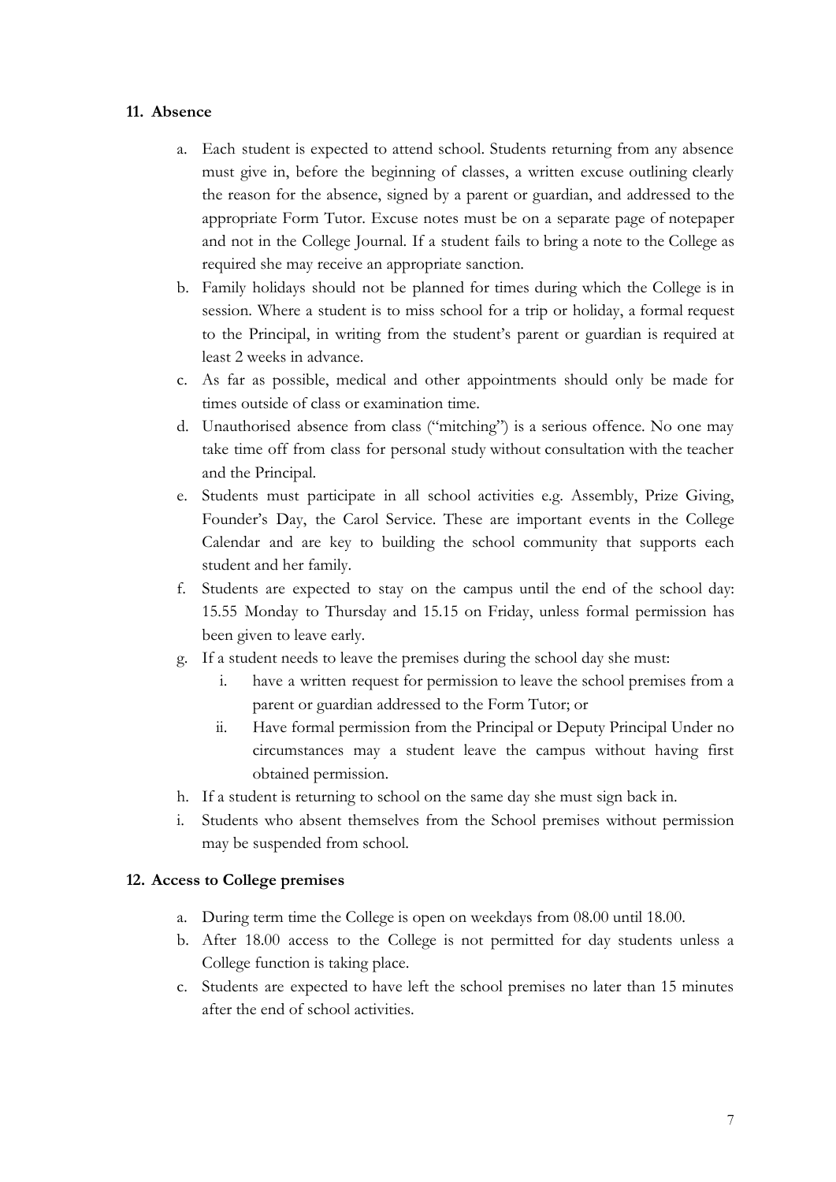## 11. Absence

a. Each student is expected to attend school. Students returning from any absence must give in, before the beginning of classes, a written excuse outlining clearly the reason for the absence, signed by a parent or guardian, and addressed to the appropriate Form Tutor. Excuse notes must be on a separate page of notepaper and not in the College Journal. If a student fails to bring a note to the College as required she may receive an appropriate sanction.

b. Family holidays should not be planned for times during which the College is in session. Where a student is to miss school for a trip or holiday, a formal request to the Principal, in writing from the student's parent or guardian is required at least 2 weeks in advance.

c. As far as possible, medical and other appointments should only be made for times outside of class or examination time.

d. Unauthorised absence from class ("mitching") is a serious offence. No one may take time off from class for personal study without consultation with the teacher and the Principal.

e. Students must participate in all school activities e.g. Assembly, Prize Giving, Founder's Day, the Carol Service. These are important events in the College Calendar and are key to building the school community that supports each student and her family.

f. Students are expected to stay on the campus until the end of the school day: 15.55 Monday to Thursday and 15.15 on Friday, unless formal permission has been given to leave early.

g. If a student needs to leave the premises during the school day she must:
   i. have a written request for permission to leave the school premises from a parent or guardian addressed to the Form Tutor; or
   ii. Have formal permission from the Principal or Deputy Principal Under no circumstances may a student leave the campus without having first obtained permission.

h. If a student is returning to school on the same day she must sign back in.

i. Students who absent themselves from the School premises without permission may be suspended from school.

## 12. Access to College premises

a. During term time the College is open on weekdays from 08.00 until 18.00.

b. After 18.00 access to the College is not permitted for day students unless a College function is taking place.

c. Students are expected to have left the school premises no later than 15 minutes after the end of school activities.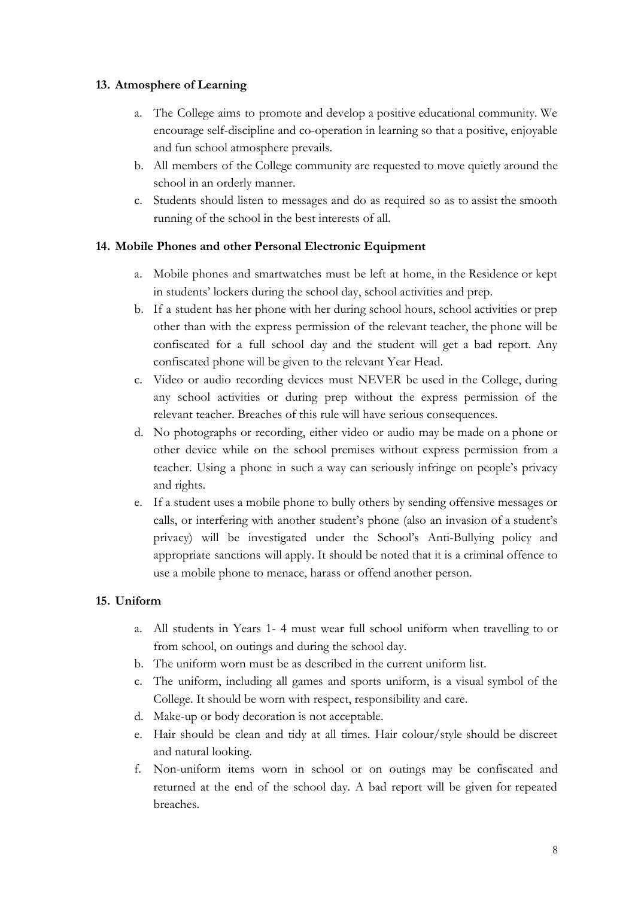**13. Atmosphere of Learning**

a. The College aims to promote and develop a positive educational community. We encourage self-discipline and co-operation in learning so that a positive, enjoyable and fun school atmosphere prevails.
b. All members of the College community are requested to move quietly around the school in an orderly manner.
c. Students should listen to messages and do as required so as to assist the smooth running of the school in the best interests of all.

**14. Mobile Phones and other Personal Electronic Equipment**

a. Mobile phones and smartwatches must be left at home, in the Residence or kept in students' lockers during the school day, school activities and prep.
b. If a student has her phone with her during school hours, school activities or prep other than with the express permission of the relevant teacher, the phone will be confiscated for a full school day and the student will get a bad report. Any confiscated phone will be given to the relevant Year Head.
c. Video or audio recording devices must NEVER be used in the College, during any school activities or during prep without the express permission of the relevant teacher. Breaches of this rule will have serious consequences.
d. No photographs or recording, either video or audio may be made on a phone or other device while on the school premises without express permission from a teacher. Using a phone in such a way can seriously infringe on people's privacy and rights.
e. If a student uses a mobile phone to bully others by sending offensive messages or calls, or interfering with another student's phone (also an invasion of a student's privacy) will be investigated under the School's Anti-Bullying policy and appropriate sanctions will apply. It should be noted that it is a criminal offence to use a mobile phone to menace, harass or offend another person.

**15. Uniform**

a. All students in Years 1- 4 must wear full school uniform when travelling to or from school, on outings and during the school day.
b. The uniform worn must be as described in the current uniform list.
c. The uniform, including all games and sports uniform, is a visual symbol of the College. It should be worn with respect, responsibility and care.
d. Make-up or body decoration is not acceptable.
e. Hair should be clean and tidy at all times. Hair colour/style should be discreet and natural looking.
f. Non-uniform items worn in school or on outings may be confiscated and returned at the end of the school day. A bad report will be given for repeated breaches.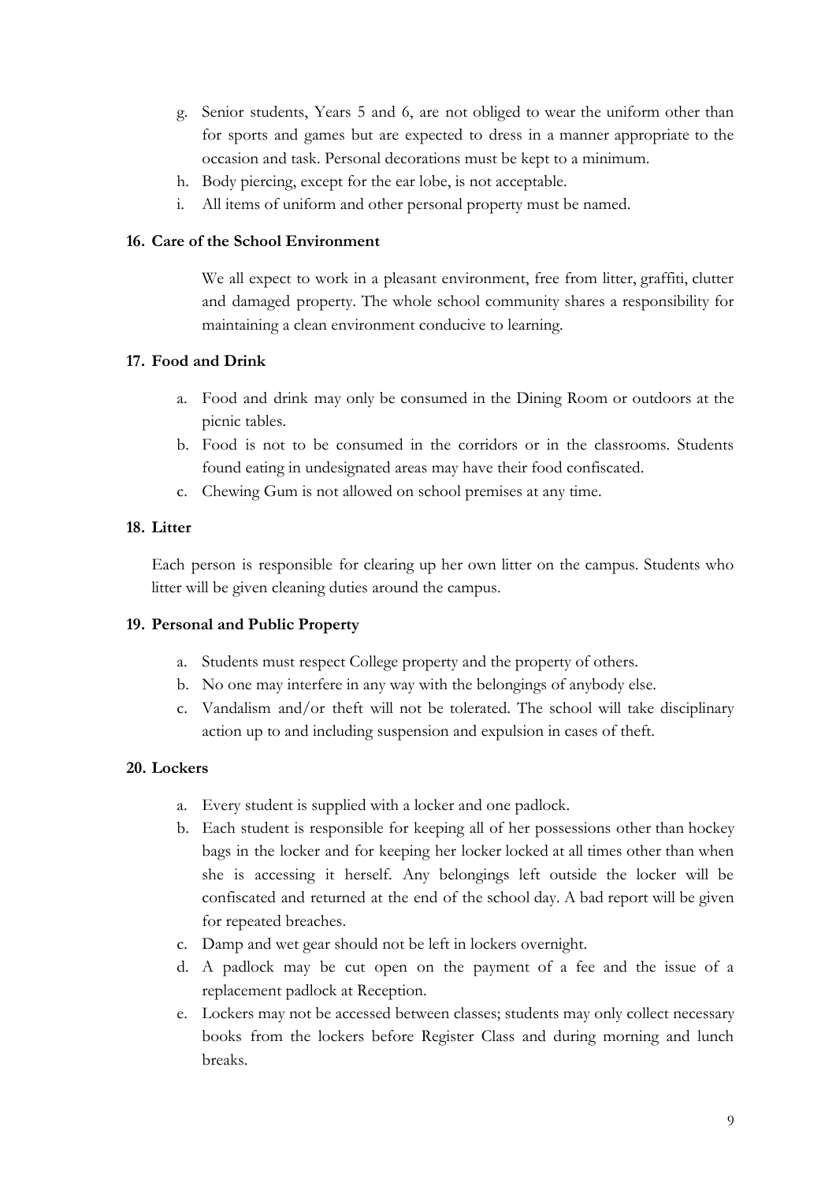g. Senior students, Years 5 and 6, are not obliged to wear the uniform other than for sports and games but are expected to dress in a manner appropriate to the occasion and task. Personal decorations must be kept to a minimum.
h. Body piercing, except for the ear lobe, is not acceptable.
i. All items of uniform and other personal property must be named.

**16. Care of the School Environment**

We all expect to work in a pleasant environment, free from litter, graffiti, clutter and damaged property. The whole school community shares a responsibility for maintaining a clean environment conducive to learning.

**17. Food and Drink**

a. Food and drink may only be consumed in the Dining Room or outdoors at the picnic tables.
b. Food is not to be consumed in the corridors or in the classrooms. Students found eating in undesignated areas may have their food confiscated.
c. Chewing Gum is not allowed on school premises at any time.

**18. Litter**

Each person is responsible for clearing up her own litter on the campus. Students who litter will be given cleaning duties around the campus.

**19. Personal and Public Property**

a. Students must respect College property and the property of others.
b. No one may interfere in any way with the belongings of anybody else.
c. Vandalism and/or theft will not be tolerated. The school will take disciplinary action up to and including suspension and expulsion in cases of theft.

**20. Lockers**

a. Every student is supplied with a locker and one padlock.
b. Each student is responsible for keeping all of her possessions other than hockey bags in the locker and for keeping her locker locked at all times other than when she is accessing it herself. Any belongings left outside the locker will be confiscated and returned at the end of the school day. A bad report will be given for repeated breaches.
c. Damp and wet gear should not be left in lockers overnight.
d. A padlock may be cut open on the payment of a fee and the issue of a replacement padlock at Reception.
e. Lockers may not be accessed between classes; students may only collect necessary books from the lockers before Register Class and during morning and lunch breaks.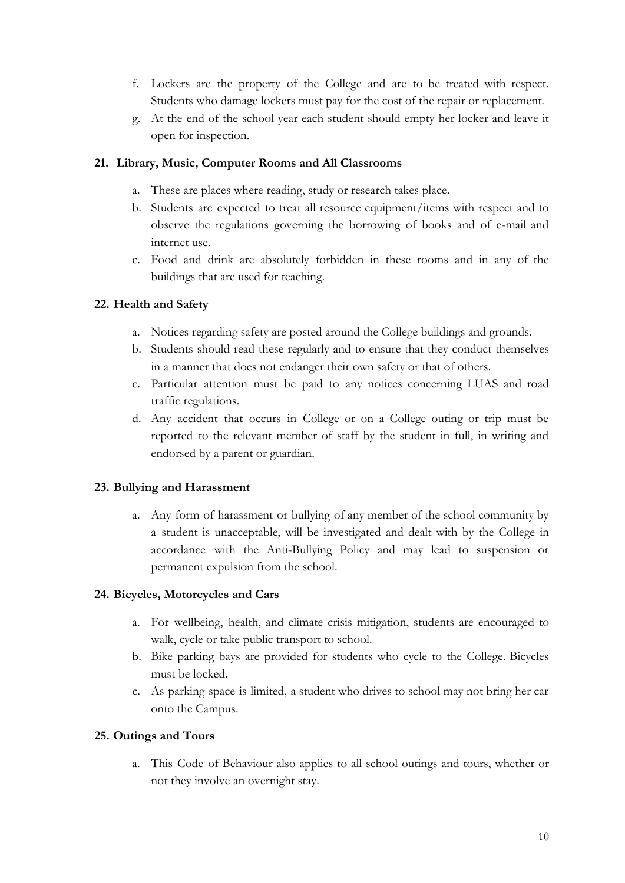f. Lockers are the property of the College and are to be treated with respect. Students who damage lockers must pay for the cost of the repair or replacement.
g. At the end of the school year each student should empty her locker and leave it open for inspection.

### 21. Library, Music, Computer Rooms and All Classrooms

a. These are places where reading, study or research takes place.
b. Students are expected to treat all resource equipment/items with respect and to observe the regulations governing the borrowing of books and of e-mail and internet use.
c. Food and drink are absolutely forbidden in these rooms and in any of the buildings that are used for teaching.

### 22. Health and Safety

a. Notices regarding safety are posted around the College buildings and grounds.
b. Students should read these regularly and to ensure that they conduct themselves in a manner that does not endanger their own safety or that of others.
c. Particular attention must be paid to any notices concerning LUAS and road traffic regulations.
d. Any accident that occurs in College or on a College outing or trip must be reported to the relevant member of staff by the student in full, in writing and endorsed by a parent or guardian.

### 23. Bullying and Harassment

a. Any form of harassment or bullying of any member of the school community by a student is unacceptable, will be investigated and dealt with by the College in accordance with the Anti-Bullying Policy and may lead to suspension or permanent expulsion from the school.

### 24. Bicycles, Motorcycles and Cars

a. For wellbeing, health, and climate crisis mitigation, students are encouraged to walk, cycle or take public transport to school.
b. Bike parking bays are provided for students who cycle to the College. Bicycles must be locked.
c. As parking space is limited, a student who drives to school may not bring her car onto the Campus.

### 25. Outings and Tours

a. This Code of Behaviour also applies to all school outings and tours, whether or not they involve an overnight stay.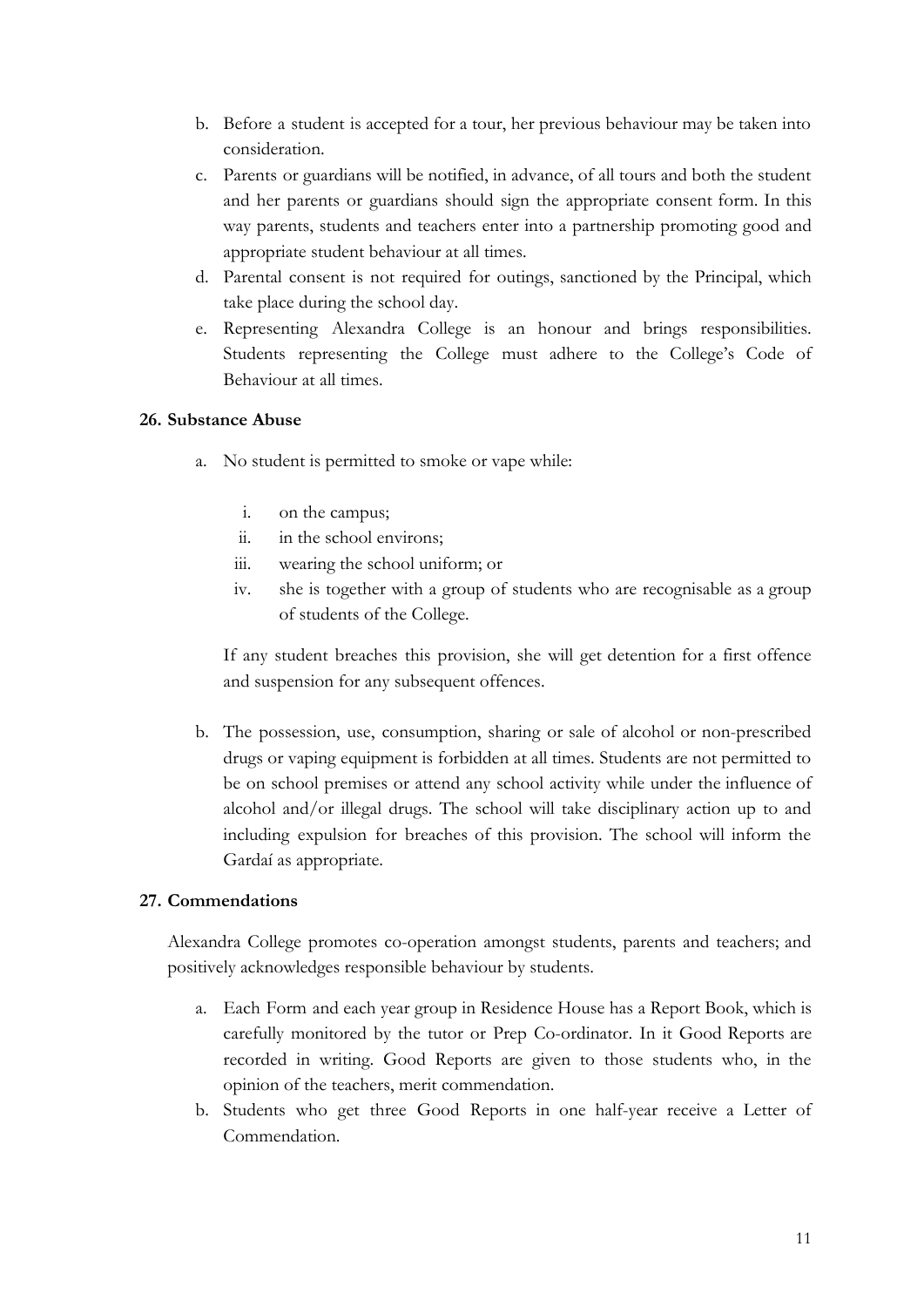b. Before a student is accepted for a tour, her previous behaviour may be taken into consideration.
c. Parents or guardians will be notified, in advance, of all tours and both the student and her parents or guardians should sign the appropriate consent form. In this way parents, students and teachers enter into a partnership promoting good and appropriate student behaviour at all times.
d. Parental consent is not required for outings, sanctioned by the Principal, which take place during the school day.
e. Representing Alexandra College is an honour and brings responsibilities. Students representing the College must adhere to the College's Code of Behaviour at all times.

**26. Substance Abuse**

a. No student is permitted to smoke or vape while:

    i. on the campus;
    ii. in the school environs;
    iii. wearing the school uniform; or
    iv. she is together with a group of students who are recognisable as a group of students of the College.

   If any student breaches this provision, she will get detention for a first offence and suspension for any subsequent offences.

b. The possession, use, consumption, sharing or sale of alcohol or non-prescribed drugs or vaping equipment is forbidden at all times. Students are not permitted to be on school premises or attend any school activity while under the influence of alcohol and/or illegal drugs. The school will take disciplinary action up to and including expulsion for breaches of this provision. The school will inform the Gardaí as appropriate.

**27. Commendations**

Alexandra College promotes co-operation amongst students, parents and teachers; and positively acknowledges responsible behaviour by students.

a. Each Form and each year group in Residence House has a Report Book, which is carefully monitored by the tutor or Prep Co-ordinator. In it Good Reports are recorded in writing. Good Reports are given to those students who, in the opinion of the teachers, merit commendation.
b. Students who get three Good Reports in one half-year receive a Letter of Commendation.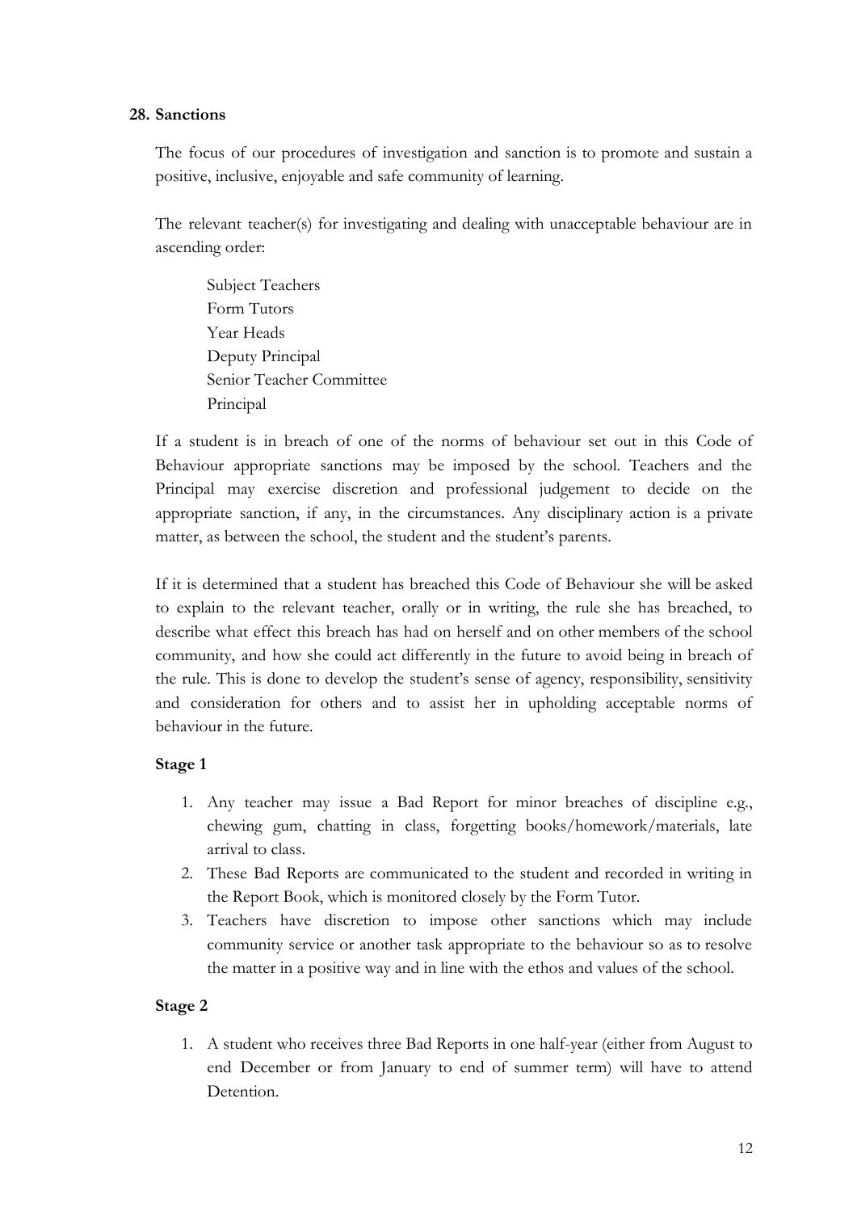## 28. Sanctions

The focus of our procedures of investigation and sanction is to promote and sustain a positive, inclusive, enjoyable and safe community of learning.

The relevant teacher(s) for investigating and dealing with unacceptable behaviour are in ascending order:

Subject Teachers
Form Tutors
Year Heads
Deputy Principal
Senior Teacher Committee
Principal

If a student is in breach of one of the norms of behaviour set out in this Code of Behaviour appropriate sanctions may be imposed by the school. Teachers and the Principal may exercise discretion and professional judgement to decide on the appropriate sanction, if any, in the circumstances. Any disciplinary action is a private matter, as between the school, the student and the student's parents.

If it is determined that a student has breached this Code of Behaviour she will be asked to explain to the relevant teacher, orally or in writing, the rule she has breached, to describe what effect this breach has had on herself and on other members of the school community, and how she could act differently in the future to avoid being in breach of the rule. This is done to develop the student's sense of agency, responsibility, sensitivity and consideration for others and to assist her in upholding acceptable norms of behaviour in the future.

### Stage 1

1. Any teacher may issue a Bad Report for minor breaches of discipline e.g., chewing gum, chatting in class, forgetting books/homework/materials, late arrival to class.
2. These Bad Reports are communicated to the student and recorded in writing in the Report Book, which is monitored closely by the Form Tutor.
3. Teachers have discretion to impose other sanctions which may include community service or another task appropriate to the behaviour so as to resolve the matter in a positive way and in line with the ethos and values of the school.

### Stage 2

1. A student who receives three Bad Reports in one half-year (either from August to end December or from January to end of summer term) will have to attend Detention.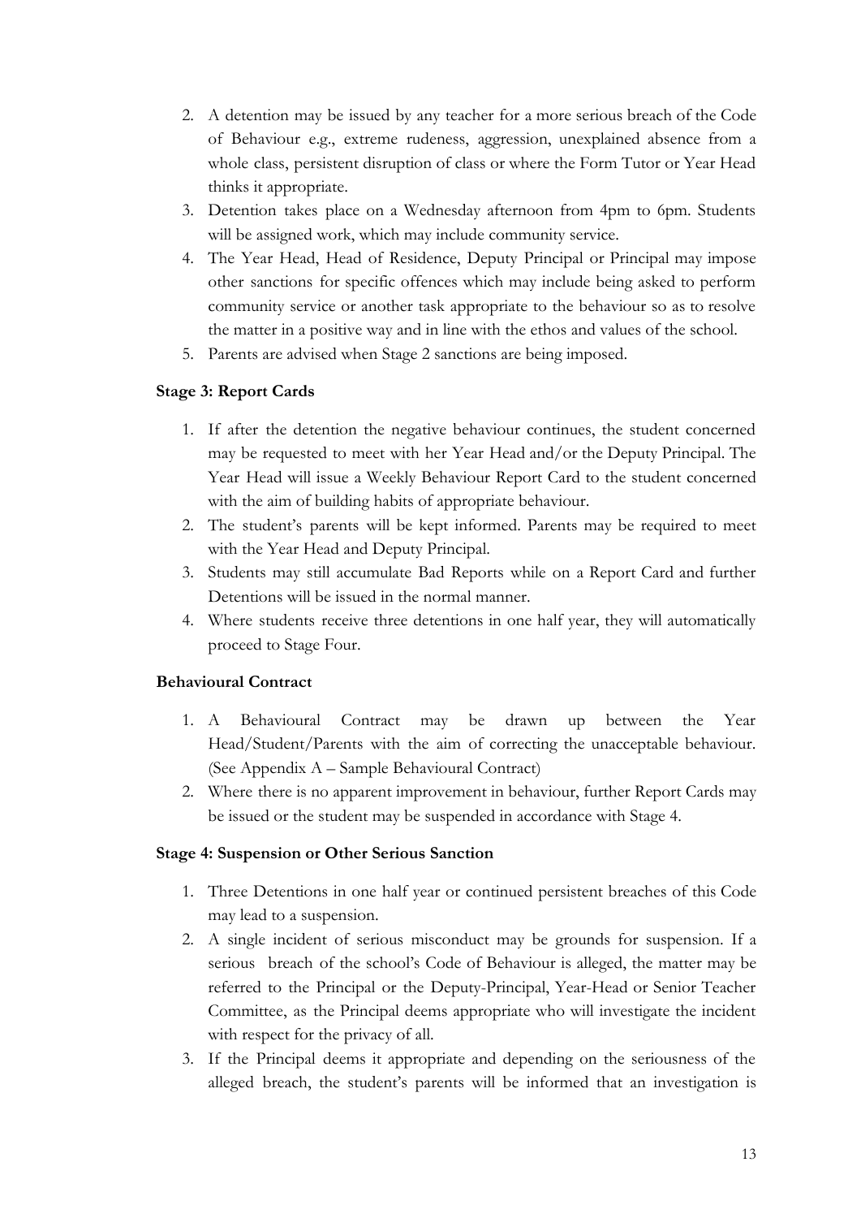2. A detention may be issued by any teacher for a more serious breach of the Code of Behaviour e.g., extreme rudeness, aggression, unexplained absence from a whole class, persistent disruption of class or where the Form Tutor or Year Head thinks it appropriate.
3. Detention takes place on a Wednesday afternoon from 4pm to 6pm. Students will be assigned work, which may include community service.
4. The Year Head, Head of Residence, Deputy Principal or Principal may impose other sanctions for specific offences which may include being asked to perform community service or another task appropriate to the behaviour so as to resolve the matter in a positive way and in line with the ethos and values of the school.
5. Parents are advised when Stage 2 sanctions are being imposed.

**Stage 3: Report Cards**

1. If after the detention the negative behaviour continues, the student concerned may be requested to meet with her Year Head and/or the Deputy Principal. The Year Head will issue a Weekly Behaviour Report Card to the student concerned with the aim of building habits of appropriate behaviour.
2. The student's parents will be kept informed. Parents may be required to meet with the Year Head and Deputy Principal.
3. Students may still accumulate Bad Reports while on a Report Card and further Detentions will be issued in the normal manner.
4. Where students receive three detentions in one half year, they will automatically proceed to Stage Four.

**Behavioural Contract**

1. A Behavioural Contract may be drawn up between the Year Head/Student/Parents with the aim of correcting the unacceptable behaviour. (See Appendix A – Sample Behavioural Contract)
2. Where there is no apparent improvement in behaviour, further Report Cards may be issued or the student may be suspended in accordance with Stage 4.

**Stage 4: Suspension or Other Serious Sanction**

1. Three Detentions in one half year or continued persistent breaches of this Code may lead to a suspension.
2. A single incident of serious misconduct may be grounds for suspension. If a serious breach of the school's Code of Behaviour is alleged, the matter may be referred to the Principal or the Deputy-Principal, Year-Head or Senior Teacher Committee, as the Principal deems appropriate who will investigate the incident with respect for the privacy of all.
3. If the Principal deems it appropriate and depending on the seriousness of the alleged breach, the student's parents will be informed that an investigation is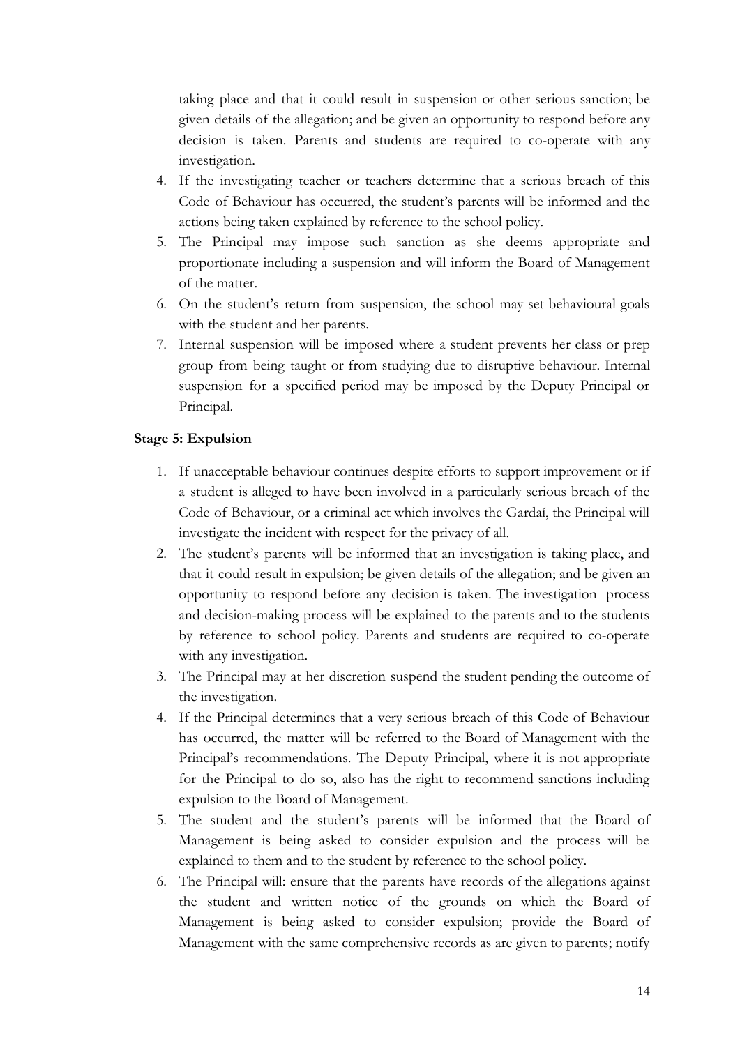taking place and that it could result in suspension or other serious sanction; be given details of the allegation; and be given an opportunity to respond before any decision is taken. Parents and students are required to co-operate with any investigation.

4. If the investigating teacher or teachers determine that a serious breach of this Code of Behaviour has occurred, the student's parents will be informed and the actions being taken explained by reference to the school policy.
5. The Principal may impose such sanction as she deems appropriate and proportionate including a suspension and will inform the Board of Management of the matter.
6. On the student's return from suspension, the school may set behavioural goals with the student and her parents.
7. Internal suspension will be imposed where a student prevents her class or prep group from being taught or from studying due to disruptive behaviour. Internal suspension for a specified period may be imposed by the Deputy Principal or Principal.

**Stage 5: Expulsion**

1. If unacceptable behaviour continues despite efforts to support improvement or if a student is alleged to have been involved in a particularly serious breach of the Code of Behaviour, or a criminal act which involves the Gardaí, the Principal will investigate the incident with respect for the privacy of all.
2. The student's parents will be informed that an investigation is taking place, and that it could result in expulsion; be given details of the allegation; and be given an opportunity to respond before any decision is taken. The investigation process and decision-making process will be explained to the parents and to the students by reference to school policy. Parents and students are required to co-operate with any investigation.
3. The Principal may at her discretion suspend the student pending the outcome of the investigation.
4. If the Principal determines that a very serious breach of this Code of Behaviour has occurred, the matter will be referred to the Board of Management with the Principal's recommendations. The Deputy Principal, where it is not appropriate for the Principal to do so, also has the right to recommend sanctions including expulsion to the Board of Management.
5. The student and the student's parents will be informed that the Board of Management is being asked to consider expulsion and the process will be explained to them and to the student by reference to the school policy.
6. The Principal will: ensure that the parents have records of the allegations against the student and written notice of the grounds on which the Board of Management is being asked to consider expulsion; provide the Board of Management with the same comprehensive records as are given to parents; notify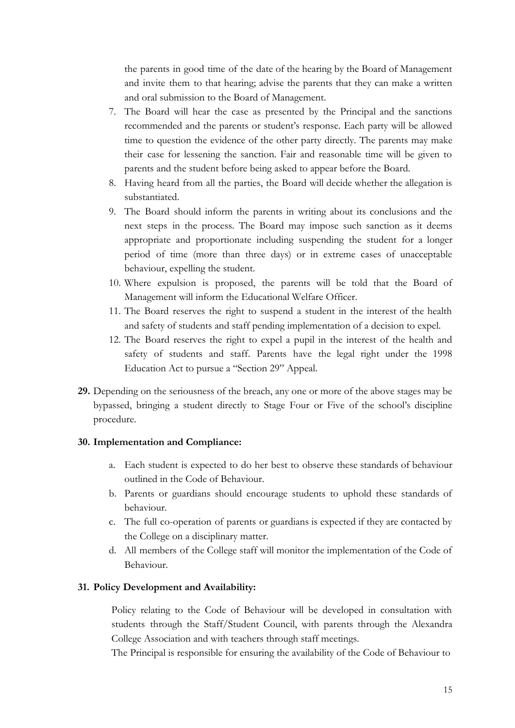the parents in good time of the date of the hearing by the Board of Management and invite them to that hearing; advise the parents that they can make a written and oral submission to the Board of Management.

7. The Board will hear the case as presented by the Principal and the sanctions recommended and the parents or student's response. Each party will be allowed time to question the evidence of the other party directly. The parents may make their case for lessening the sanction. Fair and reasonable time will be given to parents and the student before being asked to appear before the Board.
8. Having heard from all the parties, the Board will decide whether the allegation is substantiated.
9. The Board should inform the parents in writing about its conclusions and the next steps in the process. The Board may impose such sanction as it deems appropriate and proportionate including suspending the student for a longer period of time (more than three days) or in extreme cases of unacceptable behaviour, expelling the student.
10. Where expulsion is proposed, the parents will be told that the Board of Management will inform the Educational Welfare Officer.
11. The Board reserves the right to suspend a student in the interest of the health and safety of students and staff pending implementation of a decision to expel.
12. The Board reserves the right to expel a pupil in the interest of the health and safety of students and staff. Parents have the legal right under the 1998 Education Act to pursue a "Section 29" Appeal.

**29.** Depending on the seriousness of the breach, any one or more of the above stages may be bypassed, bringing a student directly to Stage Four or Five of the school's discipline procedure.

**30. Implementation and Compliance:**

a. Each student is expected to do her best to observe these standards of behaviour outlined in the Code of Behaviour.
b. Parents or guardians should encourage students to uphold these standards of behaviour.
c. The full co-operation of parents or guardians is expected if they are contacted by the College on a disciplinary matter.
d. All members of the College staff will monitor the implementation of the Code of Behaviour.

**31. Policy Development and Availability:**

Policy relating to the Code of Behaviour will be developed in consultation with students through the Staff/Student Council, with parents through the Alexandra College Association and with teachers through staff meetings.

The Principal is responsible for ensuring the availability of the Code of Behaviour to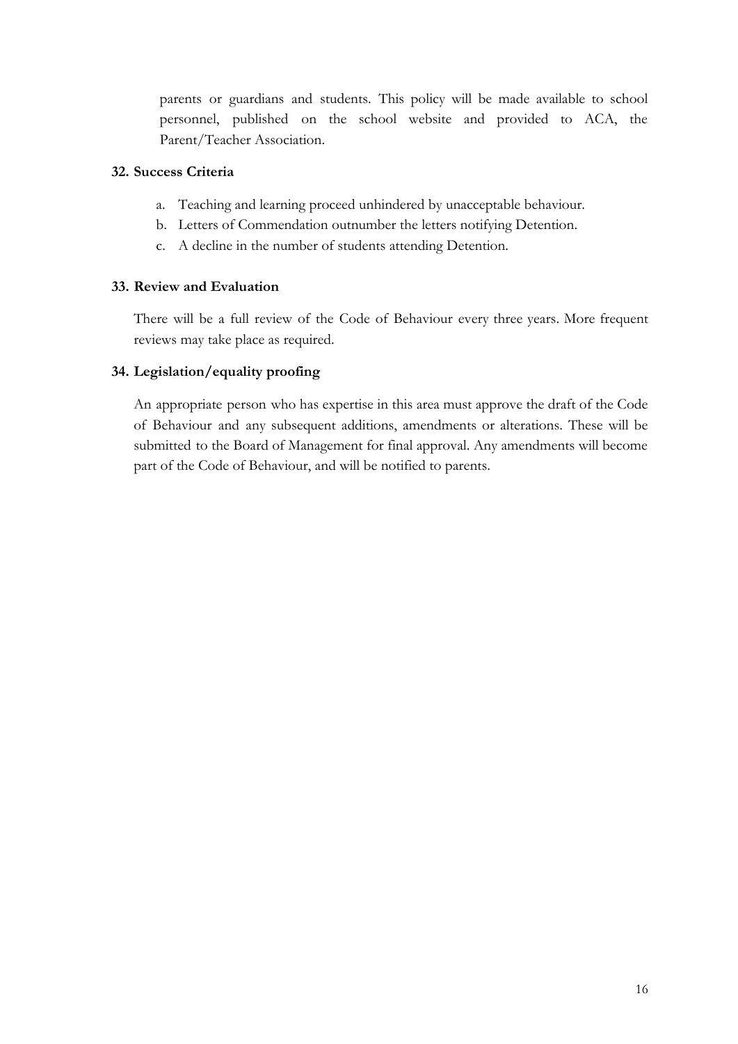parents or guardians and students. This policy will be made available to school personnel, published on the school website and provided to ACA, the Parent/Teacher Association.

### 32. Success Criteria

a. Teaching and learning proceed unhindered by unacceptable behaviour.
b. Letters of Commendation outnumber the letters notifying Detention.
c. A decline in the number of students attending Detention.

### 33. Review and Evaluation

There will be a full review of the Code of Behaviour every three years. More frequent reviews may take place as required.

### 34. Legislation/equality proofing

An appropriate person who has expertise in this area must approve the draft of the Code of Behaviour and any subsequent additions, amendments or alterations. These will be submitted to the Board of Management for final approval. Any amendments will become part of the Code of Behaviour, and will be notified to parents.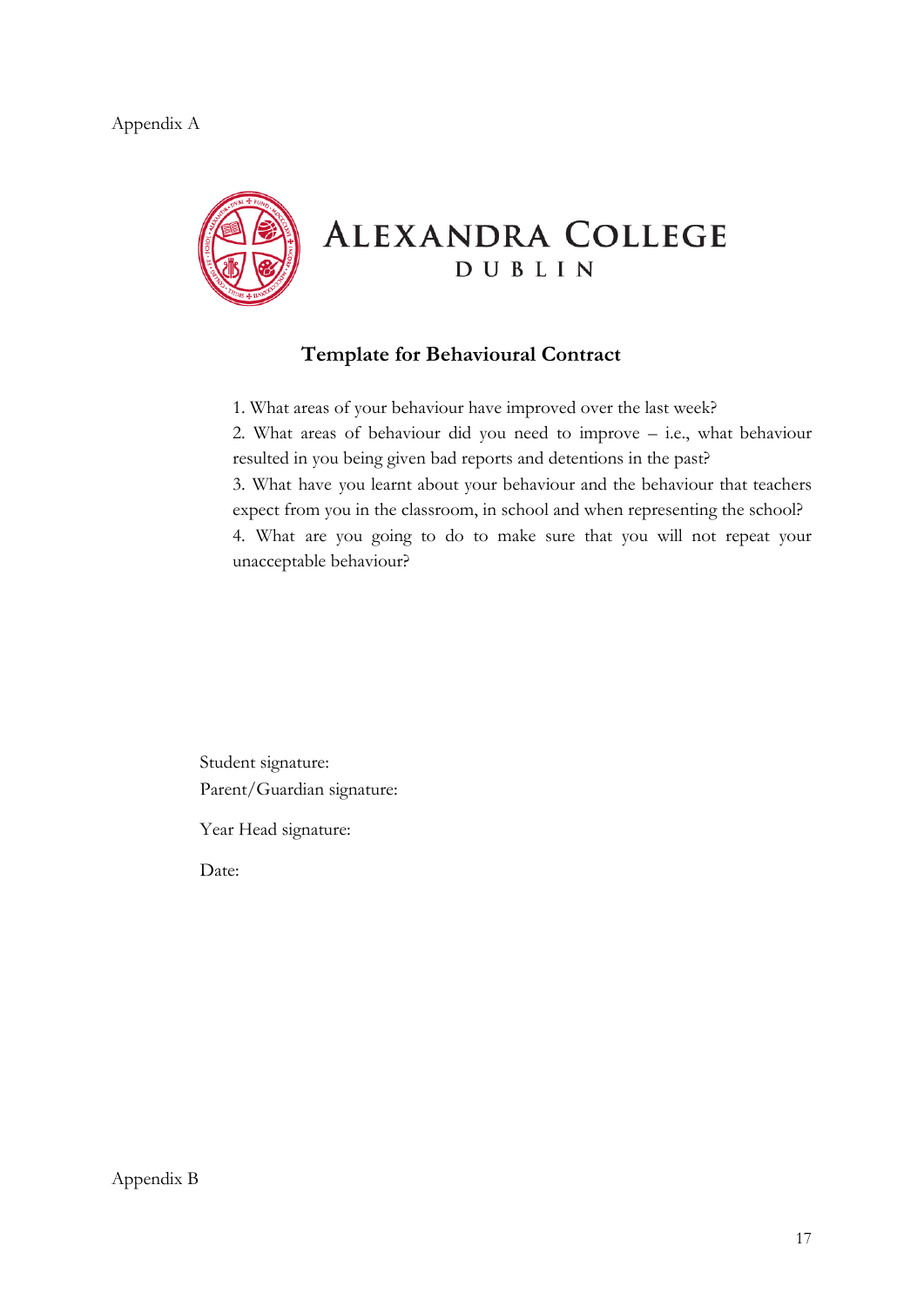Appendix A

ALEXANDRA COLLEGE
DUBLIN

## Template for Behavioural Contract

1. What areas of your behaviour have improved over the last week?
2. What areas of behaviour did you need to improve – i.e., what behaviour resulted in you being given bad reports and detentions in the past?
3. What have you learnt about your behaviour and the behaviour that teachers expect from you in the classroom, in school and when representing the school?
4. What are you going to do to make sure that you will not repeat your unacceptable behaviour?

Student signature:

Parent/Guardian signature:

Year Head signature:

Date:

Appendix B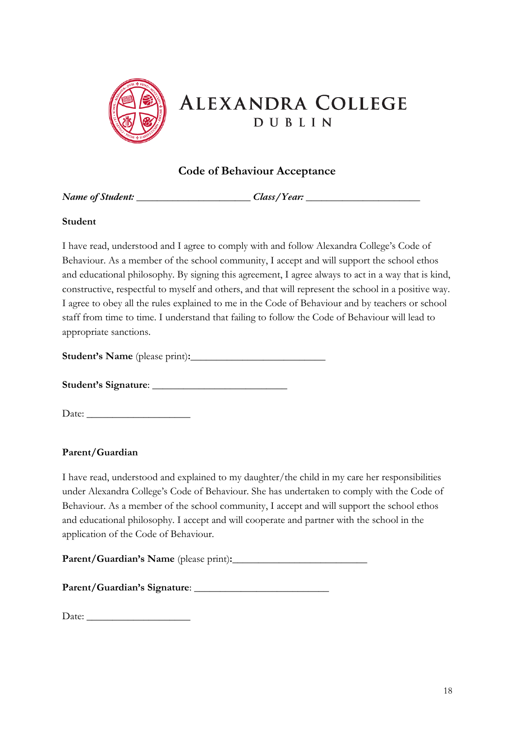ALEXANDRA COLLEGE
DUBLIN

## Code of Behaviour Acceptance

***Name of Student:*** ______________________ ***Class/Year:*** ______________________

**Student**

I have read, understood and I agree to comply with and follow Alexandra College's Code of Behaviour. As a member of the school community, I accept and will support the school ethos and educational philosophy. By signing this agreement, I agree always to act in a way that is kind, constructive, respectful to myself and others, and that will represent the school in a positive way. I agree to obey all the rules explained to me in the Code of Behaviour and by teachers or school staff from time to time. I understand that failing to follow the Code of Behaviour will lead to appropriate sanctions.

**Student's Name** (please print)**:**__________________________

**Student's Signature**: __________________________

Date: ____________________

**Parent/Guardian**

I have read, understood and explained to my daughter/the child in my care her responsibilities under Alexandra College's Code of Behaviour. She has undertaken to comply with the Code of Behaviour. As a member of the school community, I accept and will support the school ethos and educational philosophy. I accept and will cooperate and partner with the school in the application of the Code of Behaviour.

**Parent/Guardian's Name** (please print)**:**__________________________

**Parent/Guardian's Signature**: __________________________

Date: ____________________